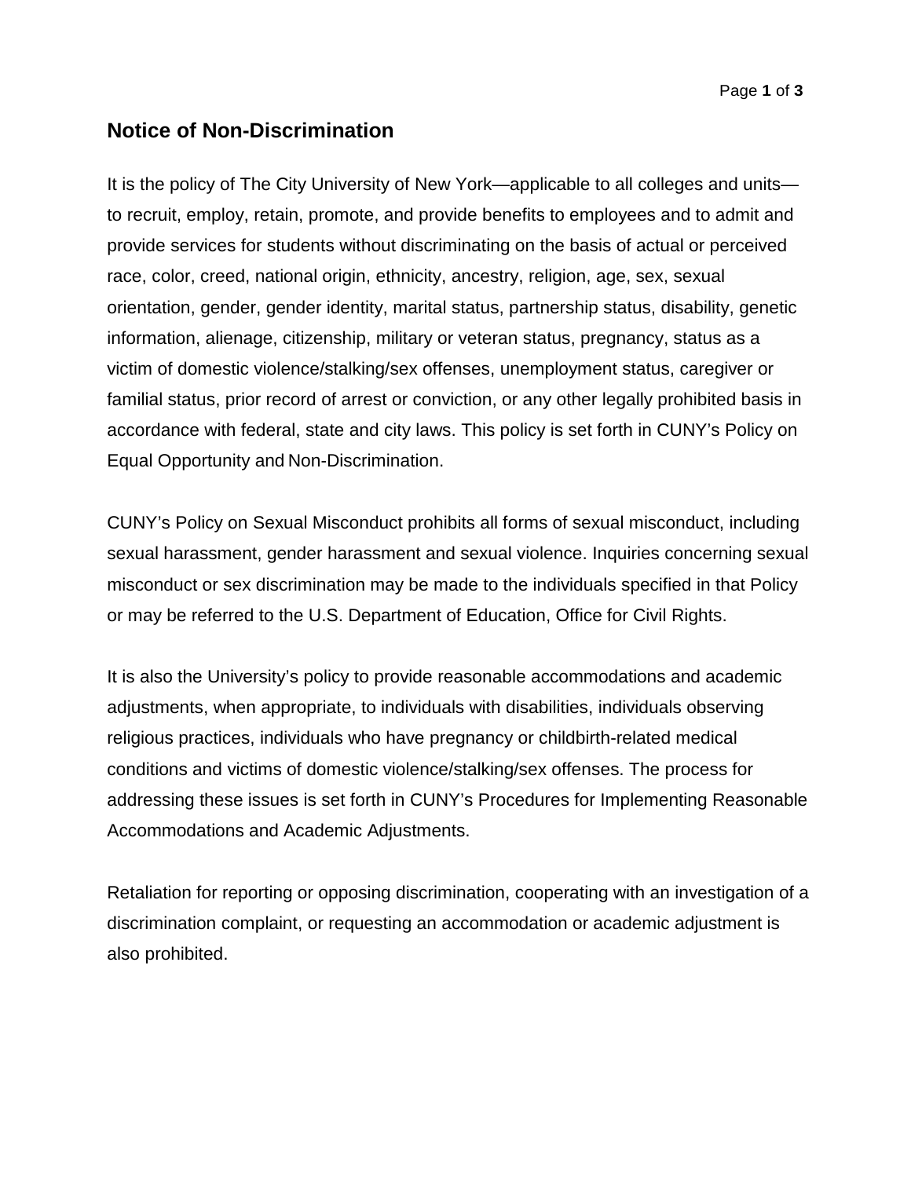## Notice of Non-Discrimination

It is the policy of The City University of New York—applicable to all colleges and units—to recruit, employ, retain, promote, and provide benefits to employees and to admit and provide services for students without discriminating on the basis of actual or perceived race, color, creed, national origin, ethnicity, ancestry, religion, age, sex, sexual orientation, gender, gender identity, marital status, partnership status, disability, genetic information, alienage, citizenship, military or veteran status, pregnancy, status as a victim of domestic violence/stalking/sex offenses, unemployment status, caregiver or familial status, prior record of arrest or conviction, or any other legally prohibited basis in accordance with federal, state and city laws. This policy is set forth in CUNY's Policy on Equal Opportunity and Non-Discrimination.

CUNY's Policy on Sexual Misconduct prohibits all forms of sexual misconduct, including sexual harassment, gender harassment and sexual violence. Inquiries concerning sexual misconduct or sex discrimination may be made to the individuals specified in that Policy or may be referred to the U.S. Department of Education, Office for Civil Rights.

It is also the University's policy to provide reasonable accommodations and academic adjustments, when appropriate, to individuals with disabilities, individuals observing religious practices, individuals who have pregnancy or childbirth-related medical conditions and victims of domestic violence/stalking/sex offenses. The process for addressing these issues is set forth in CUNY's Procedures for Implementing Reasonable Accommodations and Academic Adjustments.

Retaliation for reporting or opposing discrimination, cooperating with an investigation of a discrimination complaint, or requesting an accommodation or academic adjustment is also prohibited.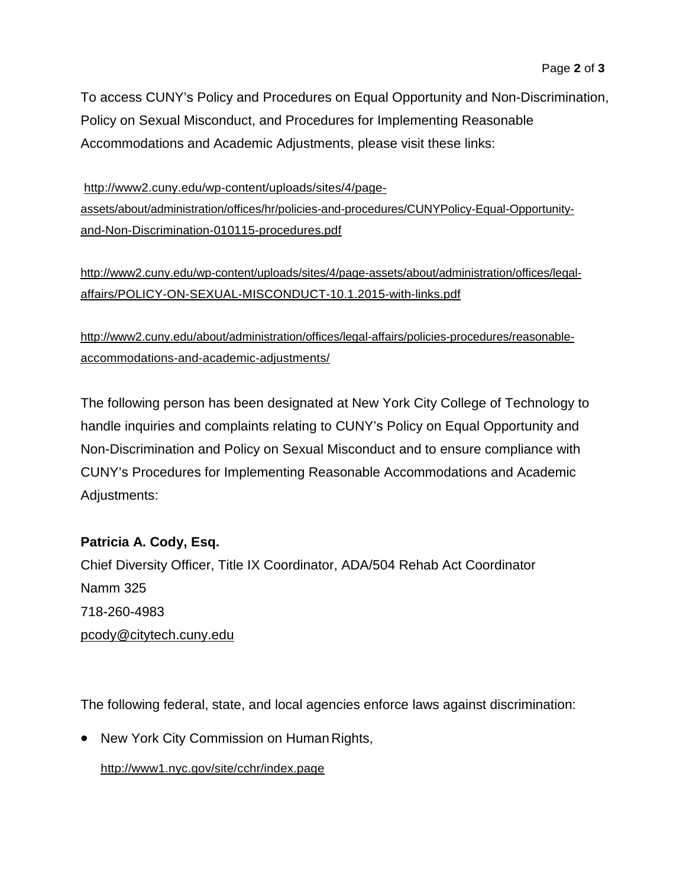To access CUNY's Policy and Procedures on Equal Opportunity and Non-Discrimination, Policy on Sexual Misconduct, and Procedures for Implementing Reasonable Accommodations and Academic Adjustments, please visit these links:

http://www2.cuny.edu/wp-content/uploads/sites/4/page-assets/about/administration/offices/hr/policies-and-procedures/CUNYPolicy-Equal-Opportunity-and-Non-Discrimination-010115-procedures.pdf

http://www2.cuny.edu/wp-content/uploads/sites/4/page-assets/about/administration/offices/legal-affairs/POLICY-ON-SEXUAL-MISCONDUCT-10.1.2015-with-links.pdf

http://www2.cuny.edu/about/administration/offices/legal-affairs/policies-procedures/reasonable-accommodations-and-academic-adjustments/

The following person has been designated at New York City College of Technology to handle inquiries and complaints relating to CUNY's Policy on Equal Opportunity and Non-Discrimination and Policy on Sexual Misconduct and to ensure compliance with CUNY's Procedures for Implementing Reasonable Accommodations and Academic Adjustments:

**Patricia A. Cody, Esq.**
Chief Diversity Officer, Title IX Coordinator, ADA/504 Rehab Act Coordinator
Namm 325
718-260-4983
pcody@citytech.cuny.edu

The following federal, state, and local agencies enforce laws against discrimination:

- New York City Commission on Human Rights,

  http://www1.nyc.gov/site/cchr/index.page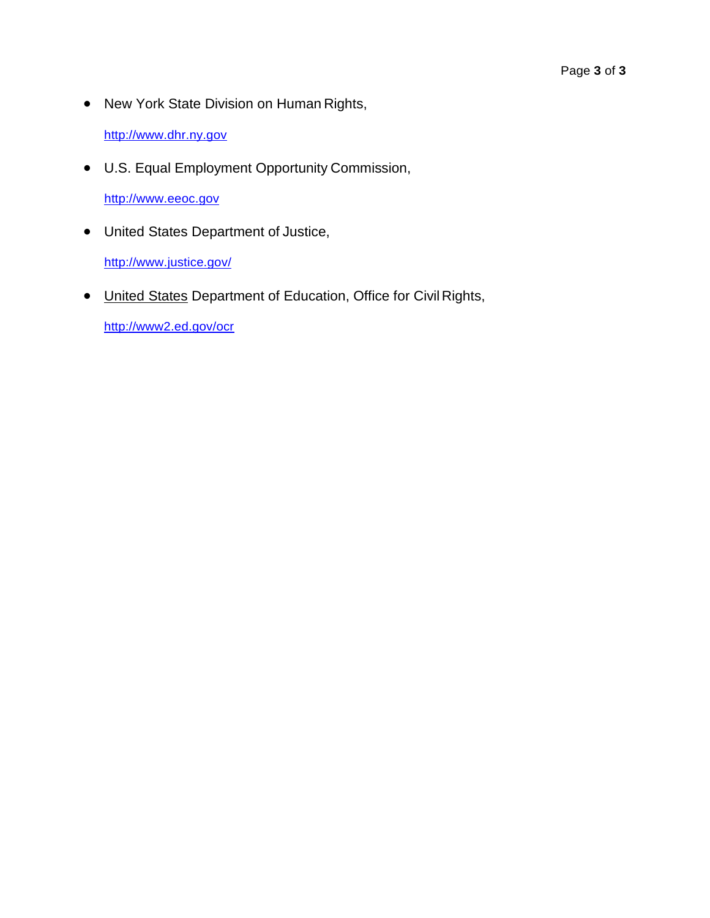- New York State Division on Human Rights,

  http://www.dhr.ny.gov

- U.S. Equal Employment Opportunity Commission,

  http://www.eeoc.gov

- United States Department of Justice,

  http://www.justice.gov/

- United States Department of Education, Office for Civil Rights,

  http://www2.ed.gov/ocr